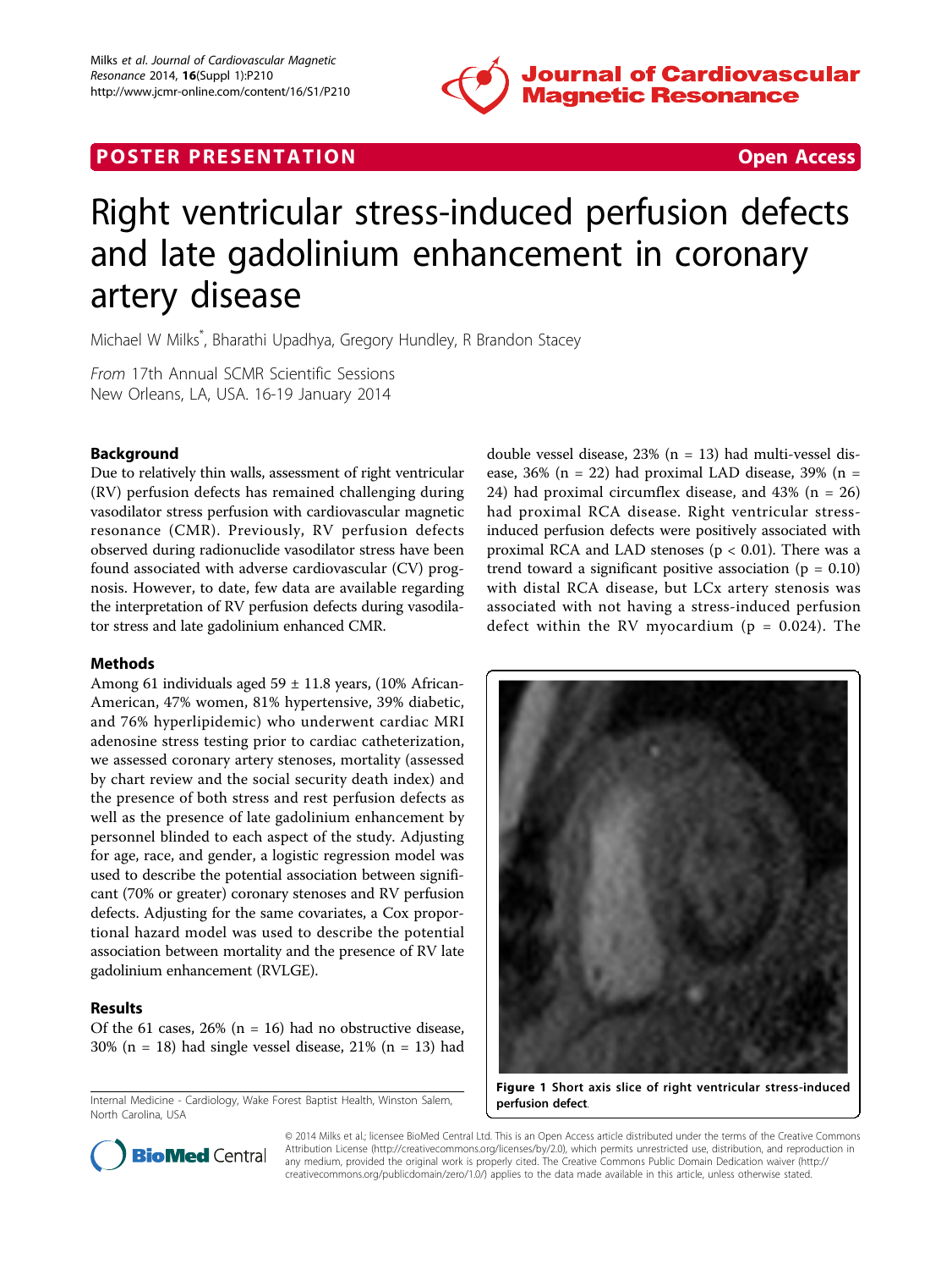POSTER PRESENTATION Open Access

# Right ventricular stress-induced perfusion defects and late gadolinium enhancement in coronary artery disease

Michael W Milks*, Bharathi Upadhya, Gregory Hundley, R Brandon Stacey

*From* 17th Annual SCMR Scientific Sessions
New Orleans, LA, USA. 16-19 January 2014

## Background

Due to relatively thin walls, assessment of right ventricular (RV) perfusion defects has remained challenging during vasodilator stress perfusion with cardiovascular magnetic resonance (CMR). Previously, RV perfusion defects observed during radionuclide vasodilator stress have been found associated with adverse cardiovascular (CV) prognosis. However, to date, few data are available regarding the interpretation of RV perfusion defects during vasodilator stress and late gadolinium enhanced CMR.

## Methods

Among 61 individuals aged 59 ± 11.8 years, (10% African-American, 47% women, 81% hypertensive, 39% diabetic, and 76% hyperlipidemic) who underwent cardiac MRI adenosine stress testing prior to cardiac catheterization, we assessed coronary artery stenoses, mortality (assessed by chart review and the social security death index) and the presence of both stress and rest perfusion defects as well as the presence of late gadolinium enhancement by personnel blinded to each aspect of the study. Adjusting for age, race, and gender, a logistic regression model was used to describe the potential association between significant (70% or greater) coronary stenoses and RV perfusion defects. Adjusting for the same covariates, a Cox proportional hazard model was used to describe the potential association between mortality and the presence of RV late gadolinium enhancement (RVLGE).

## Results

Of the 61 cases, 26% (n = 16) had no obstructive disease, 30% (n = 18) had single vessel disease, 21% (n = 13) had double vessel disease, 23% (n = 13) had multi-vessel disease, 36% (n = 22) had proximal LAD disease, 39% (n = 24) had proximal circumflex disease, and 43% (n = 26) had proximal RCA disease. Right ventricular stress-induced perfusion defects were positively associated with proximal RCA and LAD stenoses ($p < 0.01$). There was a trend toward a significant positive association ($p = 0.10$) with distal RCA disease, but LCx artery stenosis was associated with not having a stress-induced perfusion defect within the RV myocardium ($p = 0.024$). The

**Figure 1** Short axis slice of right ventricular stress-induced perfusion defect.

Internal Medicine - Cardiology, Wake Forest Baptist Health, Winston Salem, North Carolina, USA

© 2014 Milks et al.; licensee BioMed Central Ltd. This is an Open Access article distributed under the terms of the Creative Commons Attribution License (http://creativecommons.org/licenses/by/2.0), which permits unrestricted use, distribution, and reproduction in any medium, provided the original work is properly cited. The Creative Commons Public Domain Dedication waiver (http://creativecommons.org/publicdomain/zero/1.0/) applies to the data made available in this article, unless otherwise stated.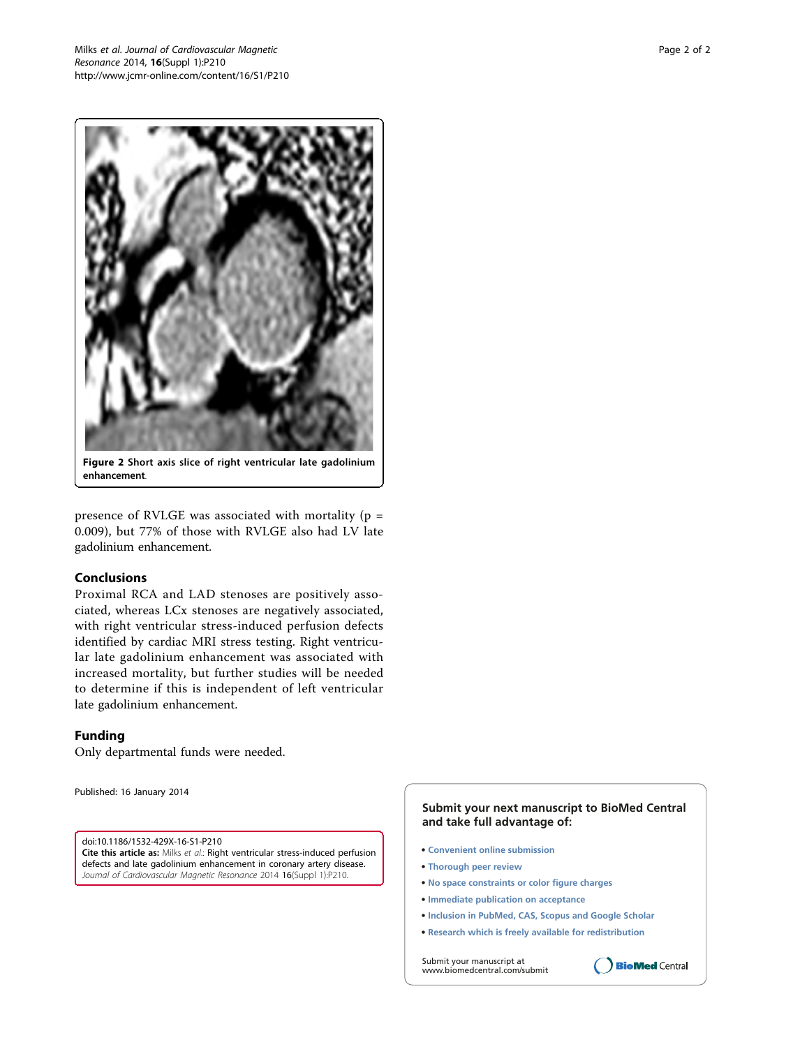Figure 2 Short axis slice of right ventricular late gadolinium enhancement.

presence of RVLGE was associated with mortality ($p = 0.009$), but 77% of those with RVLGE also had LV late gadolinium enhancement.

## Conclusions

Proximal RCA and LAD stenoses are positively associated, whereas LCx stenoses are negatively associated, with right ventricular stress-induced perfusion defects identified by cardiac MRI stress testing. Right ventricular late gadolinium enhancement was associated with increased mortality, but further studies will be needed to determine if this is independent of left ventricular late gadolinium enhancement.

## Funding

Only departmental funds were needed.

Published: 16 January 2014

doi:10.1186/1532-429X-16-S1-P210

**Cite this article as:** Milks *et al.*: Right ventricular stress-induced perfusion defects and late gadolinium enhancement in coronary artery disease. *Journal of Cardiovascular Magnetic Resonance* 2014 **16**(Suppl 1):P210.

**Submit your next manuscript to BioMed Central and take full advantage of:**

- Convenient online submission
- Thorough peer review
- No space constraints or color figure charges
- Immediate publication on acceptance
- Inclusion in PubMed, CAS, Scopus and Google Scholar
- Research which is freely available for redistribution

Submit your manuscript at www.biomedcentral.com/submit